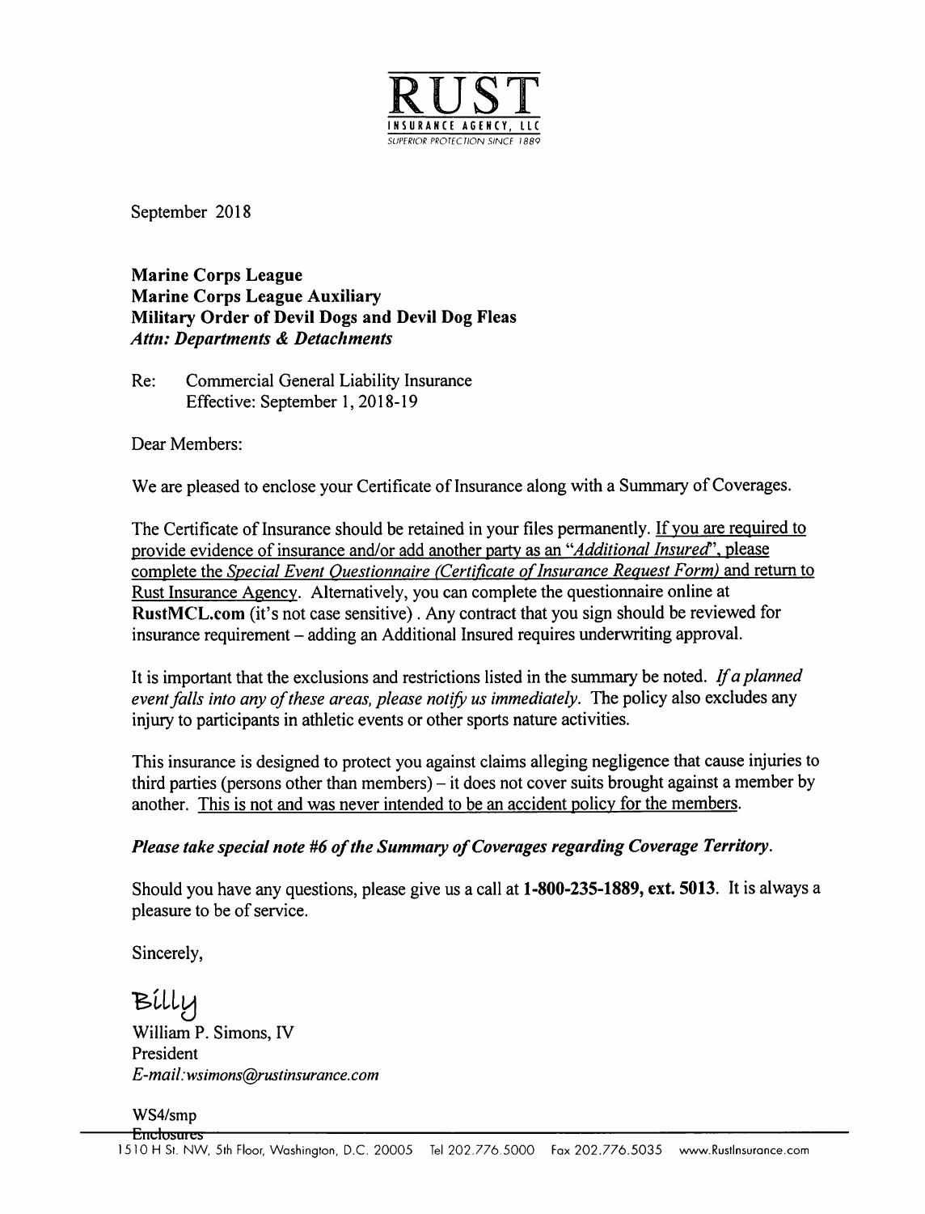# RUST

INSURANCE AGENCY, LLC

SUPERIOR PROTECTION SINCE 1889

September 2018

**Marine Corps League**
**Marine Corps League Auxiliary**
**Military Order of Devil Dogs and Devil Dog Fleas**
***Attn: Departments & Detachments***

Re: Commercial General Liability Insurance
Effective: September 1, 2018-19

Dear Members:

We are pleased to enclose your Certificate of Insurance along with a Summary of Coverages.

The Certificate of Insurance should be retained in your files permanently. <u>If you are required to provide evidence of insurance and/or add another party as an "*Additional Insured*", please complete the *Special Event Questionnaire (Certificate of Insurance Request Form)* and return to Rust Insurance Agency</u>. Alternatively, you can complete the questionnaire online at **RustMCL.com** (it's not case sensitive) . Any contract that you sign should be reviewed for insurance requirement – adding an Additional Insured requires underwriting approval.

It is important that the exclusions and restrictions listed in the summary be noted. *If a planned event falls into any of these areas, please notify us immediately.* The policy also excludes any injury to participants in athletic events or other sports nature activities.

This insurance is designed to protect you against claims alleging negligence that cause injuries to third parties (persons other than members) – it does not cover suits brought against a member by another. <u>This is not and was never intended to be an accident policy for the members</u>.

***Please take special note #6 of the Summary of Coverages regarding Coverage Territory.***

Should you have any questions, please give us a call at **1-800-235-1889, ext. 5013**. It is always a pleasure to be of service.

Sincerely,

Billy

William P. Simons, IV
President
*E-mail:wsimons@rustinsurance.com*

WS4/smp
Enclosures

1510 H St. NW, 5th Floor, Washington, D.C. 20005 Tel 202.776.5000 Fax 202.776.5035 www.RustInsurance.com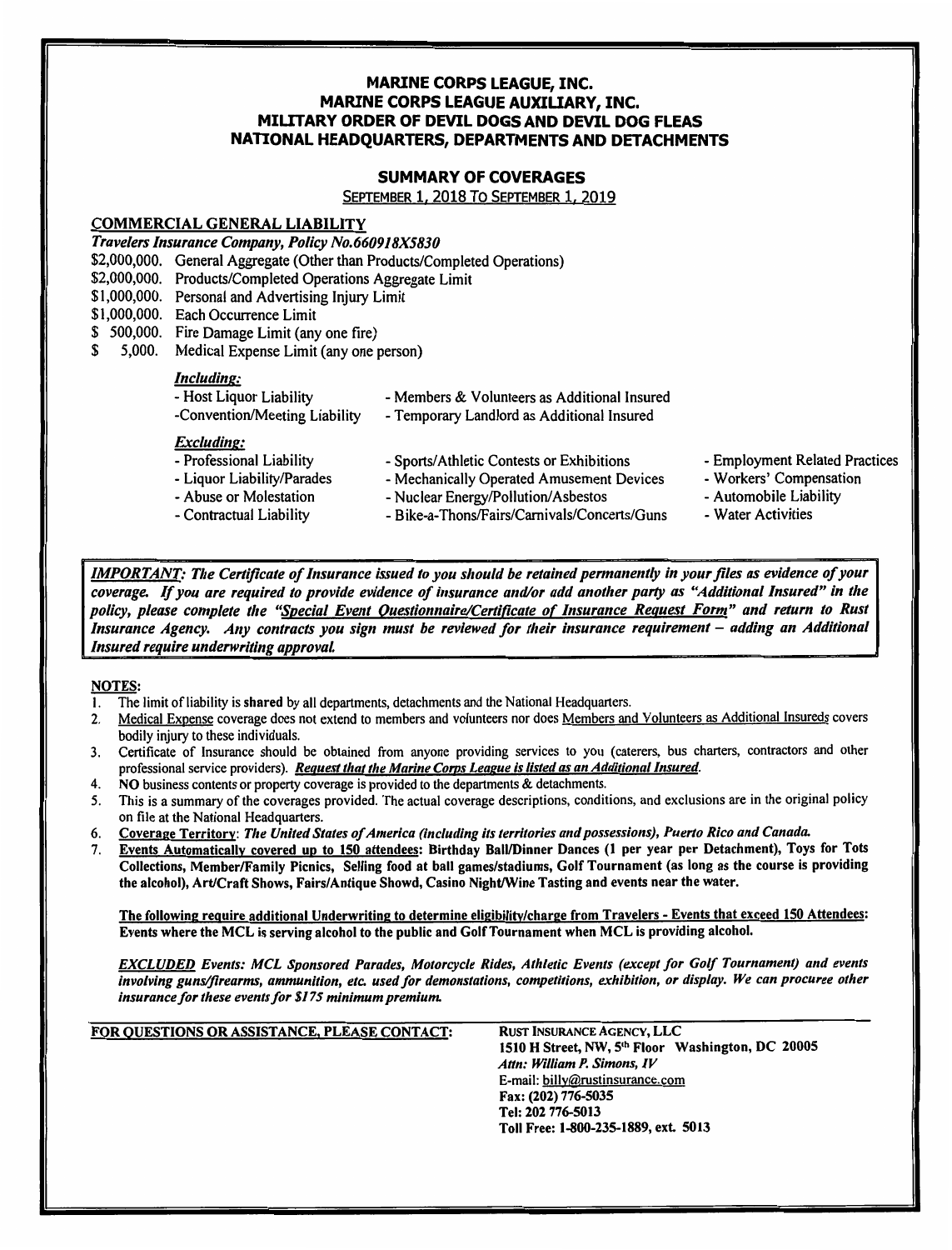# MARINE CORPS LEAGUE, INC.
# MARINE CORPS LEAGUE AUXILIARY, INC.
# MILITARY ORDER OF DEVIL DOGS AND DEVIL DOG FLEAS
# NATIONAL HEADQUARTERS, DEPARTMENTS AND DETACHMENTS

## SUMMARY OF COVERAGES

SEPTEMBER 1, 2018 TO SEPTEMBER 1, 2019

### COMMERCIAL GENERAL LIABILITY

*Travelers Insurance Company, Policy No.660918X5830*

$2,000,000. General Aggregate (Other than Products/Completed Operations)
$2,000,000. Products/Completed Operations Aggregate Limit
$1,000,000. Personal and Advertising Injury Limit
$1,000,000. Each Occurrence Limit
$ 500,000. Fire Damage Limit (any one fire)
$ 5,000. Medical Expense Limit (any one person)

***Including:***

- Host Liquor Liability
- Convention/Meeting Liability
- Members & Volunteers as Additional Insured
- Temporary Landlord as Additional Insured

***Excluding:***

- Professional Liability
- Liquor Liability/Parades
- Abuse or Molestation
- Contractual Liability
- Sports/Athletic Contests or Exhibitions
- Mechanically Operated Amusement Devices
- Nuclear Energy/Pollution/Asbestos
- Bike-a-Thons/Fairs/Carnivals/Concerts/Guns
- Employment Related Practices
- Workers' Compensation
- Automobile Liability
- Water Activities

***IMPORTANT:** The Certificate of Insurance issued to you should be retained permanently in your files as evidence of your coverage. If you are required to provide evidence of insurance and/or add another party as "Additional Insured" in the policy, please complete the "Special Event Questionnaire/Certificate of Insurance Request Form" and return to Rust Insurance Agency. Any contracts you sign must be reviewed for their insurance requirement – adding an Additional Insured require underwriting approval.*

**NOTES:**

1. The limit of liability is **shared** by all departments, detachments and the National Headquarters.
2. Medical Expense coverage does not extend to members and volunteers nor does Members and Volunteers as Additional Insureds covers bodily injury to these individuals.
3. Certificate of Insurance should be obtained from anyone providing services to you (caterers, bus charters, contractors and other professional service providers). ***Request that the Marine Corps League is listed as an Additional Insured.***
4. **NO** business contents or property coverage is provided to the departments & detachments.
5. This is a summary of the coverages provided. The actual coverage descriptions, conditions, and exclusions are in the original policy on file at the National Headquarters.
6. **Coverage Territory**: ***The United States of America (including its territories and possessions), Puerto Rico and Canada.***
7. **Events Automatically covered up to 150 attendees: Birthday Ball/Dinner Dances (1 per year per Detachment), Toys for Tots Collections, Member/Family Picnics, Selling food at ball games/stadiums, Golf Tournament (as long as the course is providing the alcohol), Art/Craft Shows, Fairs/Antique Showd, Casino Night/Wine Tasting and events near the water.**

**The following require additional Underwriting to determine eligibility/charge from Travelers - Events that exceed 150 Attendees: Events where the MCL is serving alcohol to the public and Golf Tournament when MCL is providing alcohol.**

***EXCLUDED Events: MCL Sponsored Parades, Motorcycle Rides, Athletic Events (except for Golf Tournament) and events involving guns/firearms, ammunition, etc. used for demonstrations, competitions, exhibition, or display. We can procure other insurance for these events for $175 minimum premium.***

**FOR QUESTIONS OR ASSISTANCE, PLEASE CONTACT:**

RUST INSURANCE AGENCY, LLC
**1510 H Street, NW, 5th Floor Washington, DC 20005**
***Attn: William P. Simons, IV***
E-mail: billy@rustinsurance.com
**Fax: (202) 776-5035**
**Tel: 202 776-5013**
**Toll Free: 1-800-235-1889, ext. 5013**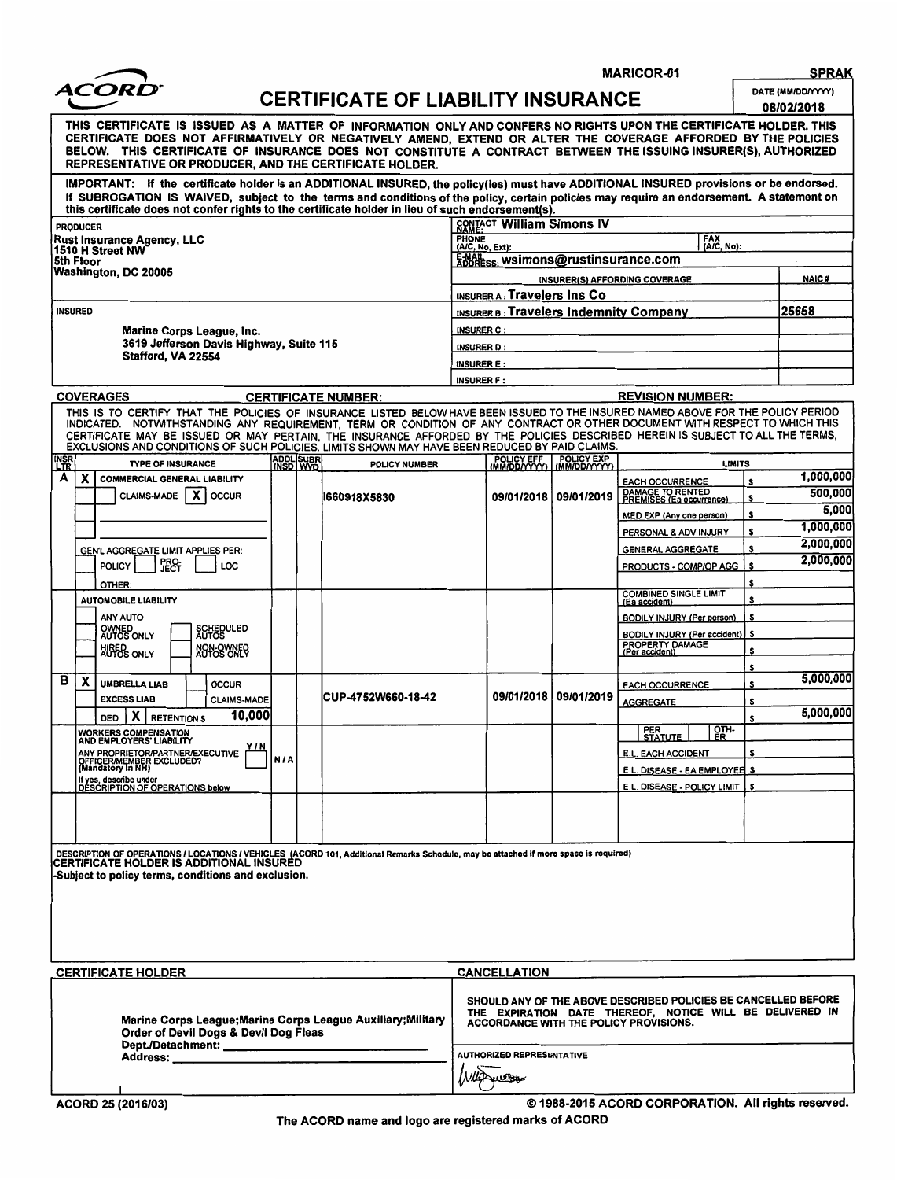MARICOR-01 SPRAK

# ACORD CERTIFICATE OF LIABILITY INSURANCE

DATE (MM/DD/YYYY) 08/02/2018

THIS CERTIFICATE IS ISSUED AS A MATTER OF INFORMATION ONLY AND CONFERS NO RIGHTS UPON THE CERTIFICATE HOLDER. THIS CERTIFICATE DOES NOT AFFIRMATIVELY OR NEGATIVELY AMEND, EXTEND OR ALTER THE COVERAGE AFFORDED BY THE POLICIES BELOW. THIS CERTIFICATE OF INSURANCE DOES NOT CONSTITUTE A CONTRACT BETWEEN THE ISSUING INSURER(S), AUTHORIZED REPRESENTATIVE OR PRODUCER, AND THE CERTIFICATE HOLDER.

IMPORTANT: If the certificate holder is an ADDITIONAL INSURED, the policy(ies) must have ADDITIONAL INSURED provisions or be endorsed. If SUBROGATION IS WAIVED, subject to the terms and conditions of the policy, certain policies may require an endorsement. A statement on this certificate does not confer rights to the certificate holder in lieu of such endorsement(s).

| | | |
|---|---|---|
| **PRODUCER**<br>Rust Insurance Agency, LLC<br>1510 H Street NW<br>5th Floor<br>Washington, DC 20005 | CONTACT NAME: William Simons IV<br>PHONE (A/C, No, Ext):   FAX (A/C, No):<br>E-MAIL ADDRESS: wsimons@rustinsurance.com | |
| | **INSURER(S) AFFORDING COVERAGE** | **NAIC #** |
| | INSURER A : Travelers Ins Co | |
| **INSURED**<br>Marine Corps League, Inc.<br>3619 Jefferson Davis Highway, Suite 115<br>Stafford, VA 22554 | INSURER B : Travelers Indemnity Company | 25658 |
| | INSURER C : | |
| | INSURER D : | |
| | INSURER E : | |
| | INSURER F : | |

**COVERAGES** CERTIFICATE NUMBER: REVISION NUMBER:

THIS IS TO CERTIFY THAT THE POLICIES OF INSURANCE LISTED BELOW HAVE BEEN ISSUED TO THE INSURED NAMED ABOVE FOR THE POLICY PERIOD INDICATED. NOTWITHSTANDING ANY REQUIREMENT, TERM OR CONDITION OF ANY CONTRACT OR OTHER DOCUMENT WITH RESPECT TO WHICH THIS CERTIFICATE MAY BE ISSUED OR MAY PERTAIN, THE INSURANCE AFFORDED BY THE POLICIES DESCRIBED HEREIN IS SUBJECT TO ALL THE TERMS, EXCLUSIONS AND CONDITIONS OF SUCH POLICIES. LIMITS SHOWN MAY HAVE BEEN REDUCED BY PAID CLAIMS.

| INSR LTR | TYPE OF INSURANCE | ADDL INSD | SUBR WVD | POLICY NUMBER | POLICY EFF (MM/DD/YYYY) | POLICY EXP (MM/DD/YYYY) | LIMITS | |
|---|---|---|---|---|---|---|---|---|
| A | X COMMERCIAL GENERAL LIABILITY<br>CLAIMS-MADE [X] OCCUR<br>GEN'L AGGREGATE LIMIT APPLIES PER: POLICY / PRO-JECT / LOC<br>OTHER: | | | I660918X5830 | 09/01/2018 | 09/01/2019 | EACH OCCURRENCE | $ 1,000,000 |
| | | | | | | | DAMAGE TO RENTED PREMISES (Ea occurrence) | $ 500,000 |
| | | | | | | | MED EXP (Any one person) | $ 5,000 |
| | | | | | | | PERSONAL & ADV INJURY | $ 1,000,000 |
| | | | | | | | GENERAL AGGREGATE | $ 2,000,000 |
| | | | | | | | PRODUCTS - COMP/OP AGG | $ 2,000,000 |
| | | | | | | | | $ |
| | AUTOMOBILE LIABILITY<br>ANY AUTO<br>OWNED AUTOS ONLY / SCHEDULED AUTOS<br>HIRED AUTOS ONLY / NON-OWNED AUTOS ONLY | | | | | | COMBINED SINGLE LIMIT (Ea accident) | $ |
| | | | | | | | BODILY INJURY (Per person) | $ |
| | | | | | | | BODILY INJURY (Per accident) | $ |
| | | | | | | | PROPERTY DAMAGE (Per accident) | $ |
| | | | | | | | | $ |
| B | X UMBRELLA LIAB [ ] OCCUR<br>EXCESS LIAB [ ] CLAIMS-MADE<br>DED [X] RETENTION $ 10,000 | | | CUP-4752W660-18-42 | 09/01/2018 | 09/01/2019 | EACH OCCURRENCE | $ 5,000,000 |
| | | | | | | | AGGREGATE | $ 5,000,000 |
| | WORKERS COMPENSATION AND EMPLOYERS' LIABILITY Y/N<br>ANY PROPRIETOR/PARTNER/EXECUTIVE OFFICER/MEMBER EXCLUDED? (Mandatory in NH)<br>If yes, describe under DESCRIPTION OF OPERATIONS below | N/A | | | | | PER STATUTE / OTH-ER | |
| | | | | | | | E.L. EACH ACCIDENT | $ |
| | | | | | | | E.L. DISEASE - EA EMPLOYEE | $ |
| | | | | | | | E.L. DISEASE - POLICY LIMIT | $ |

DESCRIPTION OF OPERATIONS / LOCATIONS / VEHICLES (ACORD 101, Additional Remarks Schedule, may be attached if more space is required)

CERTIFICATE HOLDER IS ADDITIONAL INSURED
-Subject to policy terms, conditions and exclusion.

| CERTIFICATE HOLDER | CANCELLATION |
|---|---|
| Marine Corps League;Marine Corps League Auxiliary;Military Order of Devil Dogs & Devil Dog Fleas<br>Dept./Detachment: \_\_\_\_\_\_\_\_\_\_<br>Address: \_\_\_\_\_\_\_\_\_\_ | SHOULD ANY OF THE ABOVE DESCRIBED POLICIES BE CANCELLED BEFORE THE EXPIRATION DATE THEREOF, NOTICE WILL BE DELIVERED IN ACCORDANCE WITH THE POLICY PROVISIONS.<br><br>AUTHORIZED REPRESENTATIVE |

ACORD 25 (2016/03) © 1988-2015 ACORD CORPORATION. All rights reserved.

The ACORD name and logo are registered marks of ACORD